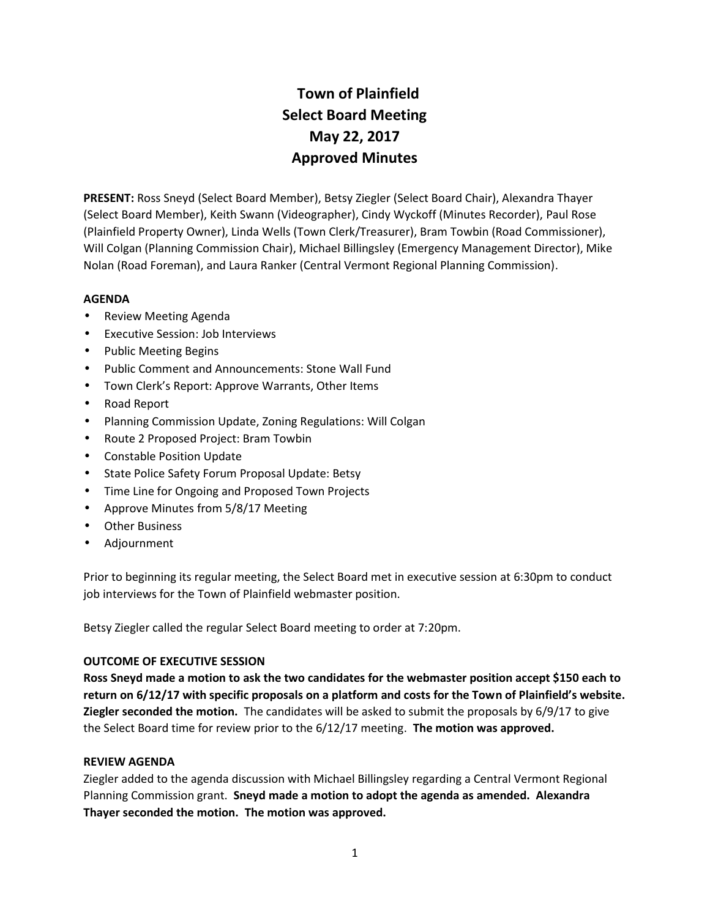# Town of Plainfield
# Select Board Meeting
# May 22, 2017
# Approved Minutes

**PRESENT:** Ross Sneyd (Select Board Member), Betsy Ziegler (Select Board Chair), Alexandra Thayer (Select Board Member), Keith Swann (Videographer), Cindy Wyckoff (Minutes Recorder), Paul Rose (Plainfield Property Owner), Linda Wells (Town Clerk/Treasurer), Bram Towbin (Road Commissioner), Will Colgan (Planning Commission Chair), Michael Billingsley (Emergency Management Director), Mike Nolan (Road Foreman), and Laura Ranker (Central Vermont Regional Planning Commission).

**AGENDA**

- Review Meeting Agenda
- Executive Session: Job Interviews
- Public Meeting Begins
- Public Comment and Announcements: Stone Wall Fund
- Town Clerk's Report: Approve Warrants, Other Items
- Road Report
- Planning Commission Update, Zoning Regulations: Will Colgan
- Route 2 Proposed Project: Bram Towbin
- Constable Position Update
- State Police Safety Forum Proposal Update: Betsy
- Time Line for Ongoing and Proposed Town Projects
- Approve Minutes from 5/8/17 Meeting
- Other Business
- Adjournment

Prior to beginning its regular meeting, the Select Board met in executive session at 6:30pm to conduct job interviews for the Town of Plainfield webmaster position.

Betsy Ziegler called the regular Select Board meeting to order at 7:20pm.

**OUTCOME OF EXECUTIVE SESSION**

**Ross Sneyd made a motion to ask the two candidates for the webmaster position accept $150 each to return on 6/12/17 with specific proposals on a platform and costs for the Town of Plainfield's website. Ziegler seconded the motion.** The candidates will be asked to submit the proposals by 6/9/17 to give the Select Board time for review prior to the 6/12/17 meeting. **The motion was approved.**

**REVIEW AGENDA**

Ziegler added to the agenda discussion with Michael Billingsley regarding a Central Vermont Regional Planning Commission grant. **Sneyd made a motion to adopt the agenda as amended. Alexandra Thayer seconded the motion. The motion was approved.**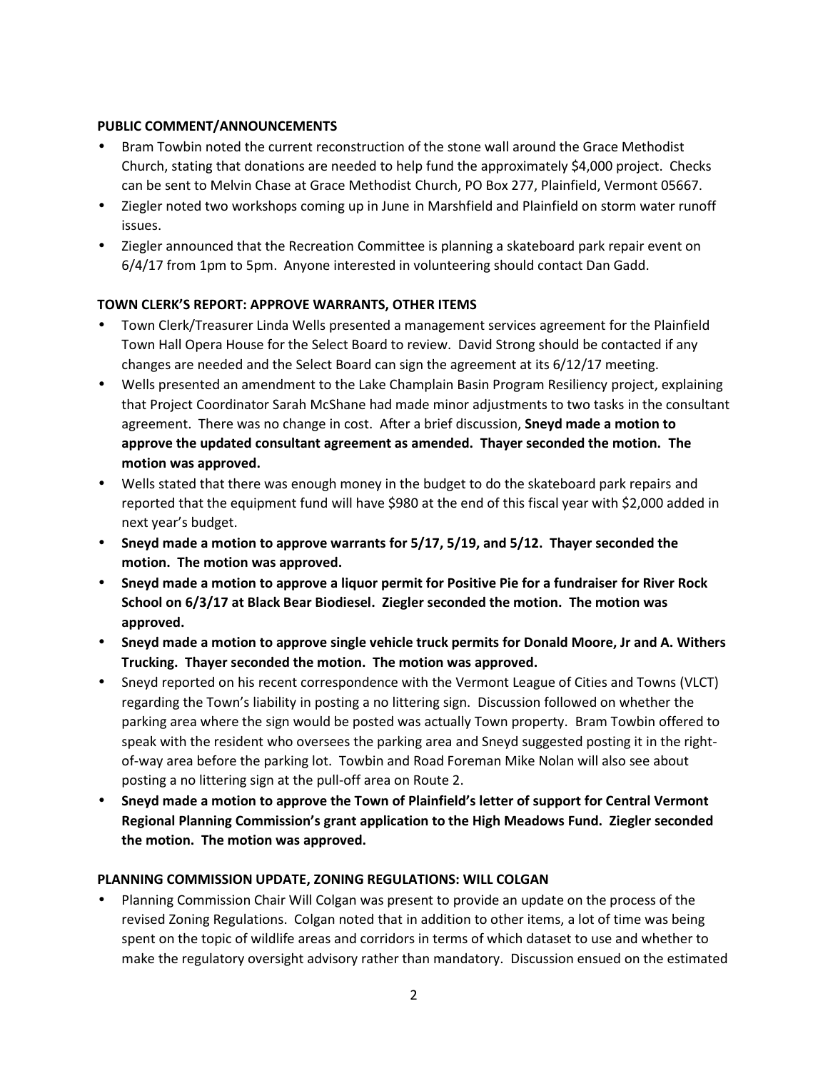## PUBLIC COMMENT/ANNOUNCEMENTS

- Bram Towbin noted the current reconstruction of the stone wall around the Grace Methodist Church, stating that donations are needed to help fund the approximately $4,000 project. Checks can be sent to Melvin Chase at Grace Methodist Church, PO Box 277, Plainfield, Vermont 05667.
- Ziegler noted two workshops coming up in June in Marshfield and Plainfield on storm water runoff issues.
- Ziegler announced that the Recreation Committee is planning a skateboard park repair event on 6/4/17 from 1pm to 5pm. Anyone interested in volunteering should contact Dan Gadd.

## TOWN CLERK'S REPORT: APPROVE WARRANTS, OTHER ITEMS

- Town Clerk/Treasurer Linda Wells presented a management services agreement for the Plainfield Town Hall Opera House for the Select Board to review. David Strong should be contacted if any changes are needed and the Select Board can sign the agreement at its 6/12/17 meeting.
- Wells presented an amendment to the Lake Champlain Basin Program Resiliency project, explaining that Project Coordinator Sarah McShane had made minor adjustments to two tasks in the consultant agreement. There was no change in cost. After a brief discussion, **Sneyd made a motion to approve the updated consultant agreement as amended. Thayer seconded the motion. The motion was approved.**
- Wells stated that there was enough money in the budget to do the skateboard park repairs and reported that the equipment fund will have $980 at the end of this fiscal year with $2,000 added in next year's budget.
- **Sneyd made a motion to approve warrants for 5/17, 5/19, and 5/12. Thayer seconded the motion. The motion was approved.**
- **Sneyd made a motion to approve a liquor permit for Positive Pie for a fundraiser for River Rock School on 6/3/17 at Black Bear Biodiesel. Ziegler seconded the motion. The motion was approved.**
- **Sneyd made a motion to approve single vehicle truck permits for Donald Moore, Jr and A. Withers Trucking. Thayer seconded the motion. The motion was approved.**
- Sneyd reported on his recent correspondence with the Vermont League of Cities and Towns (VLCT) regarding the Town's liability in posting a no littering sign. Discussion followed on whether the parking area where the sign would be posted was actually Town property. Bram Towbin offered to speak with the resident who oversees the parking area and Sneyd suggested posting it in the right-of-way area before the parking lot. Towbin and Road Foreman Mike Nolan will also see about posting a no littering sign at the pull-off area on Route 2.
- **Sneyd made a motion to approve the Town of Plainfield's letter of support for Central Vermont Regional Planning Commission's grant application to the High Meadows Fund. Ziegler seconded the motion. The motion was approved.**

## PLANNING COMMISSION UPDATE, ZONING REGULATIONS: WILL COLGAN

- Planning Commission Chair Will Colgan was present to provide an update on the process of the revised Zoning Regulations. Colgan noted that in addition to other items, a lot of time was being spent on the topic of wildlife areas and corridors in terms of which dataset to use and whether to make the regulatory oversight advisory rather than mandatory. Discussion ensued on the estimated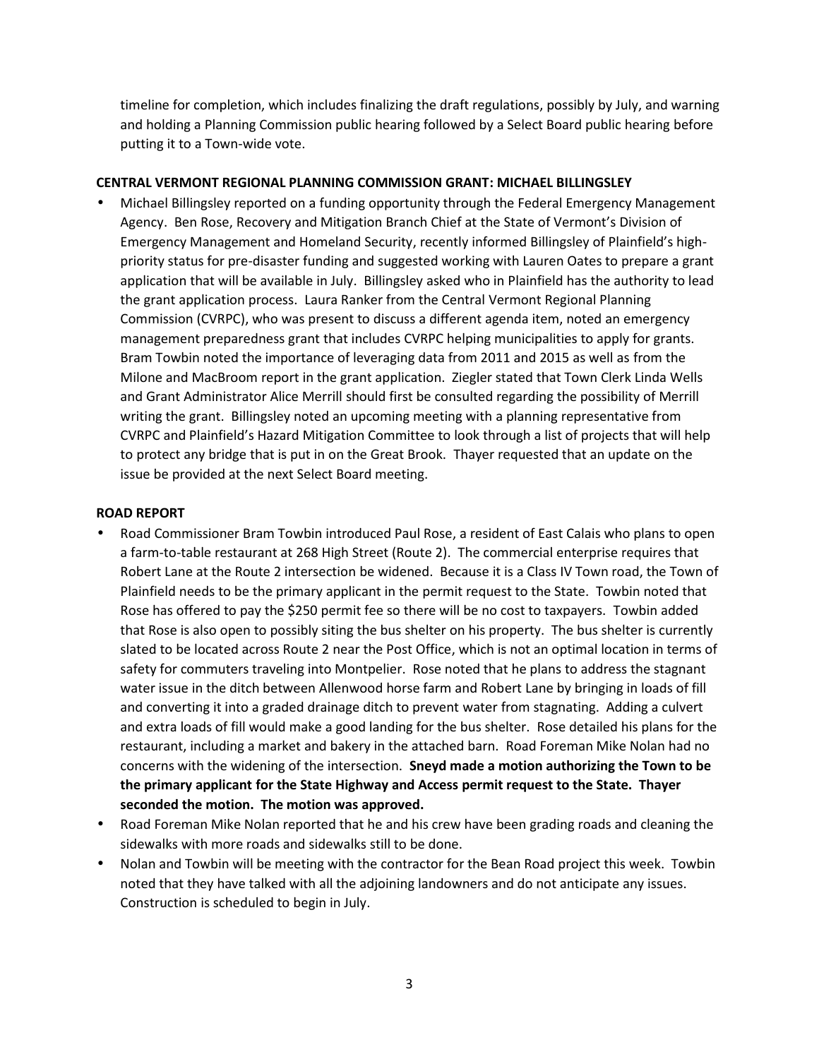timeline for completion, which includes finalizing the draft regulations, possibly by July, and warning and holding a Planning Commission public hearing followed by a Select Board public hearing before putting it to a Town-wide vote.

**CENTRAL VERMONT REGIONAL PLANNING COMMISSION GRANT: MICHAEL BILLINGSLEY**

- Michael Billingsley reported on a funding opportunity through the Federal Emergency Management Agency. Ben Rose, Recovery and Mitigation Branch Chief at the State of Vermont's Division of Emergency Management and Homeland Security, recently informed Billingsley of Plainfield's high-priority status for pre-disaster funding and suggested working with Lauren Oates to prepare a grant application that will be available in July. Billingsley asked who in Plainfield has the authority to lead the grant application process. Laura Ranker from the Central Vermont Regional Planning Commission (CVRPC), who was present to discuss a different agenda item, noted an emergency management preparedness grant that includes CVRPC helping municipalities to apply for grants. Bram Towbin noted the importance of leveraging data from 2011 and 2015 as well as from the Milone and MacBroom report in the grant application. Ziegler stated that Town Clerk Linda Wells and Grant Administrator Alice Merrill should first be consulted regarding the possibility of Merrill writing the grant. Billingsley noted an upcoming meeting with a planning representative from CVRPC and Plainfield's Hazard Mitigation Committee to look through a list of projects that will help to protect any bridge that is put in on the Great Brook. Thayer requested that an update on the issue be provided at the next Select Board meeting.

**ROAD REPORT**

- Road Commissioner Bram Towbin introduced Paul Rose, a resident of East Calais who plans to open a farm-to-table restaurant at 268 High Street (Route 2). The commercial enterprise requires that Robert Lane at the Route 2 intersection be widened. Because it is a Class IV Town road, the Town of Plainfield needs to be the primary applicant in the permit request to the State. Towbin noted that Rose has offered to pay the $250 permit fee so there will be no cost to taxpayers. Towbin added that Rose is also open to possibly siting the bus shelter on his property. The bus shelter is currently slated to be located across Route 2 near the Post Office, which is not an optimal location in terms of safety for commuters traveling into Montpelier. Rose noted that he plans to address the stagnant water issue in the ditch between Allenwood horse farm and Robert Lane by bringing in loads of fill and converting it into a graded drainage ditch to prevent water from stagnating. Adding a culvert and extra loads of fill would make a good landing for the bus shelter. Rose detailed his plans for the restaurant, including a market and bakery in the attached barn. Road Foreman Mike Nolan had no concerns with the widening of the intersection. **Sneyd made a motion authorizing the Town to be the primary applicant for the State Highway and Access permit request to the State. Thayer seconded the motion. The motion was approved.**
- Road Foreman Mike Nolan reported that he and his crew have been grading roads and cleaning the sidewalks with more roads and sidewalks still to be done.
- Nolan and Towbin will be meeting with the contractor for the Bean Road project this week. Towbin noted that they have talked with all the adjoining landowners and do not anticipate any issues. Construction is scheduled to begin in July.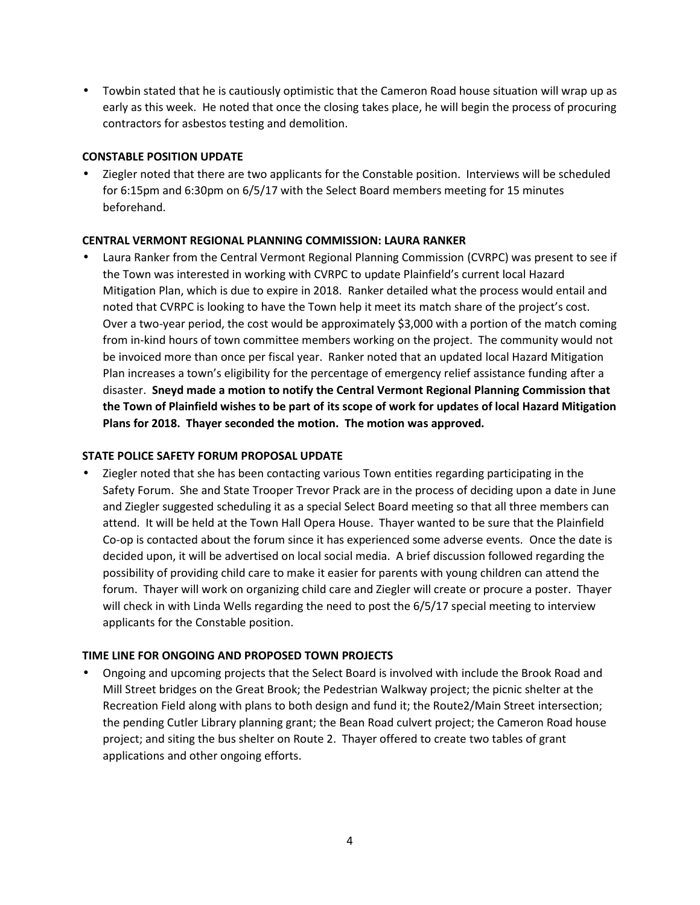- Towbin stated that he is cautiously optimistic that the Cameron Road house situation will wrap up as early as this week. He noted that once the closing takes place, he will begin the process of procuring contractors for asbestos testing and demolition.

**CONSTABLE POSITION UPDATE**

- Ziegler noted that there are two applicants for the Constable position. Interviews will be scheduled for 6:15pm and 6:30pm on 6/5/17 with the Select Board members meeting for 15 minutes beforehand.

**CENTRAL VERMONT REGIONAL PLANNING COMMISSION: LAURA RANKER**

- Laura Ranker from the Central Vermont Regional Planning Commission (CVRPC) was present to see if the Town was interested in working with CVRPC to update Plainfield's current local Hazard Mitigation Plan, which is due to expire in 2018. Ranker detailed what the process would entail and noted that CVRPC is looking to have the Town help it meet its match share of the project's cost. Over a two-year period, the cost would be approximately $3,000 with a portion of the match coming from in-kind hours of town committee members working on the project. The community would not be invoiced more than once per fiscal year. Ranker noted that an updated local Hazard Mitigation Plan increases a town's eligibility for the percentage of emergency relief assistance funding after a disaster. **Sneyd made a motion to notify the Central Vermont Regional Planning Commission that the Town of Plainfield wishes to be part of its scope of work for updates of local Hazard Mitigation Plans for 2018. Thayer seconded the motion. The motion was approved.**

**STATE POLICE SAFETY FORUM PROPOSAL UPDATE**

- Ziegler noted that she has been contacting various Town entities regarding participating in the Safety Forum. She and State Trooper Trevor Prack are in the process of deciding upon a date in June and Ziegler suggested scheduling it as a special Select Board meeting so that all three members can attend. It will be held at the Town Hall Opera House. Thayer wanted to be sure that the Plainfield Co-op is contacted about the forum since it has experienced some adverse events. Once the date is decided upon, it will be advertised on local social media. A brief discussion followed regarding the possibility of providing child care to make it easier for parents with young children can attend the forum. Thayer will work on organizing child care and Ziegler will create or procure a poster. Thayer will check in with Linda Wells regarding the need to post the 6/5/17 special meeting to interview applicants for the Constable position.

**TIME LINE FOR ONGOING AND PROPOSED TOWN PROJECTS**

- Ongoing and upcoming projects that the Select Board is involved with include the Brook Road and Mill Street bridges on the Great Brook; the Pedestrian Walkway project; the picnic shelter at the Recreation Field along with plans to both design and fund it; the Route2/Main Street intersection; the pending Cutler Library planning grant; the Bean Road culvert project; the Cameron Road house project; and siting the bus shelter on Route 2. Thayer offered to create two tables of grant applications and other ongoing efforts.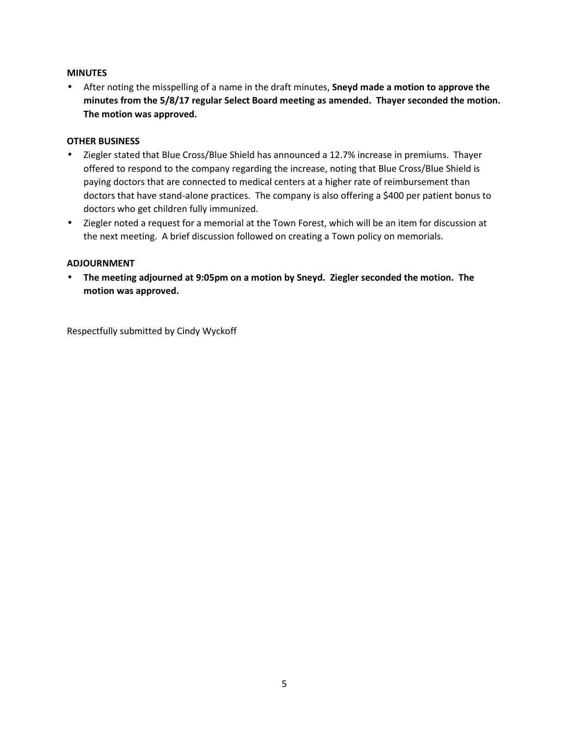**MINUTES**

- After noting the misspelling of a name in the draft minutes, **Sneyd made a motion to approve the minutes from the 5/8/17 regular Select Board meeting as amended. Thayer seconded the motion. The motion was approved.**

**OTHER BUSINESS**

- Ziegler stated that Blue Cross/Blue Shield has announced a 12.7% increase in premiums. Thayer offered to respond to the company regarding the increase, noting that Blue Cross/Blue Shield is paying doctors that are connected to medical centers at a higher rate of reimbursement than doctors that have stand-alone practices. The company is also offering a $400 per patient bonus to doctors who get children fully immunized.
- Ziegler noted a request for a memorial at the Town Forest, which will be an item for discussion at the next meeting. A brief discussion followed on creating a Town policy on memorials.

**ADJOURNMENT**

- **The meeting adjourned at 9:05pm on a motion by Sneyd. Ziegler seconded the motion. The motion was approved.**

Respectfully submitted by Cindy Wyckoff